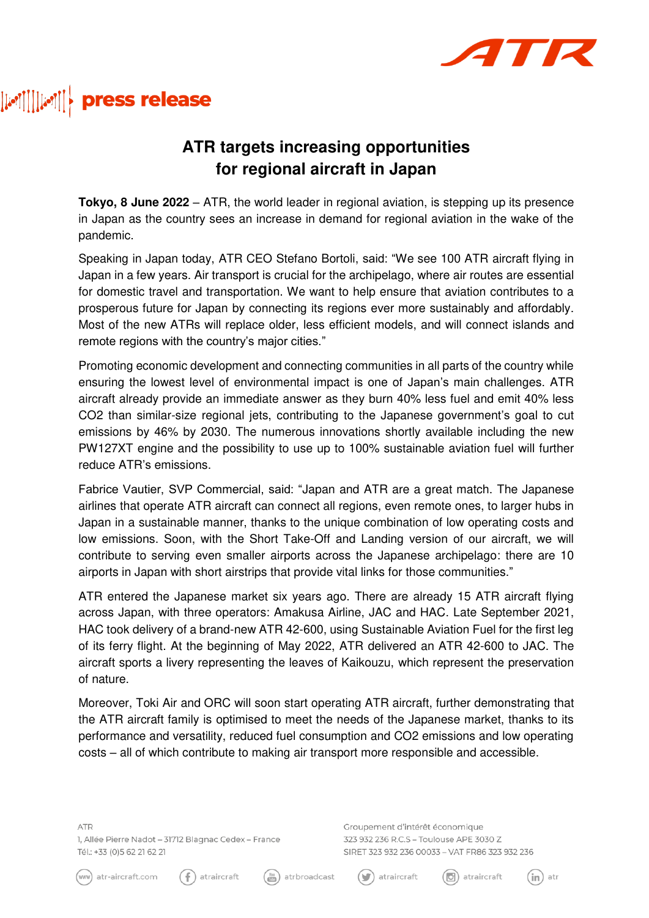# press release

## ATR targets increasing opportunities for regional aircraft in Japan

**Tokyo, 8 June 2022** – ATR, the world leader in regional aviation, is stepping up its presence in Japan as the country sees an increase in demand for regional aviation in the wake of the pandemic.

Speaking in Japan today, ATR CEO Stefano Bortoli, said: "We see 100 ATR aircraft flying in Japan in a few years. Air transport is crucial for the archipelago, where air routes are essential for domestic travel and transportation. We want to help ensure that aviation contributes to a prosperous future for Japan by connecting its regions ever more sustainably and affordably. Most of the new ATRs will replace older, less efficient models, and will connect islands and remote regions with the country's major cities."

Promoting economic development and connecting communities in all parts of the country while ensuring the lowest level of environmental impact is one of Japan's main challenges. ATR aircraft already provide an immediate answer as they burn 40% less fuel and emit 40% less $CO_2$ than similar-size regional jets, contributing to the Japanese government's goal to cut emissions by 46% by 2030. The numerous innovations shortly available including the new PW127XT engine and the possibility to use up to 100% sustainable aviation fuel will further reduce ATR's emissions.

Fabrice Vautier, SVP Commercial, said: "Japan and ATR are a great match. The Japanese airlines that operate ATR aircraft can connect all regions, even remote ones, to larger hubs in Japan in a sustainable manner, thanks to the unique combination of low operating costs and low emissions. Soon, with the Short Take-Off and Landing version of our aircraft, we will contribute to serving even smaller airports across the Japanese archipelago: there are 10 airports in Japan with short airstrips that provide vital links for those communities."

ATR entered the Japanese market six years ago. There are already 15 ATR aircraft flying across Japan, with three operators: Amakusa Airline, JAC and HAC. Late September 2021, HAC took delivery of a brand-new ATR 42-600, using Sustainable Aviation Fuel for the first leg of its ferry flight. At the beginning of May 2022, ATR delivered an ATR 42-600 to JAC. The aircraft sports a livery representing the leaves of Kaikouzu, which represent the preservation of nature.

Moreover, Toki Air and ORC will soon start operating ATR aircraft, further demonstrating that the ATR aircraft family is optimised to meet the needs of the Japanese market, thanks to its performance and versatility, reduced fuel consumption and $CO_2$ emissions and low operating costs – all of which contribute to making air transport more responsible and accessible.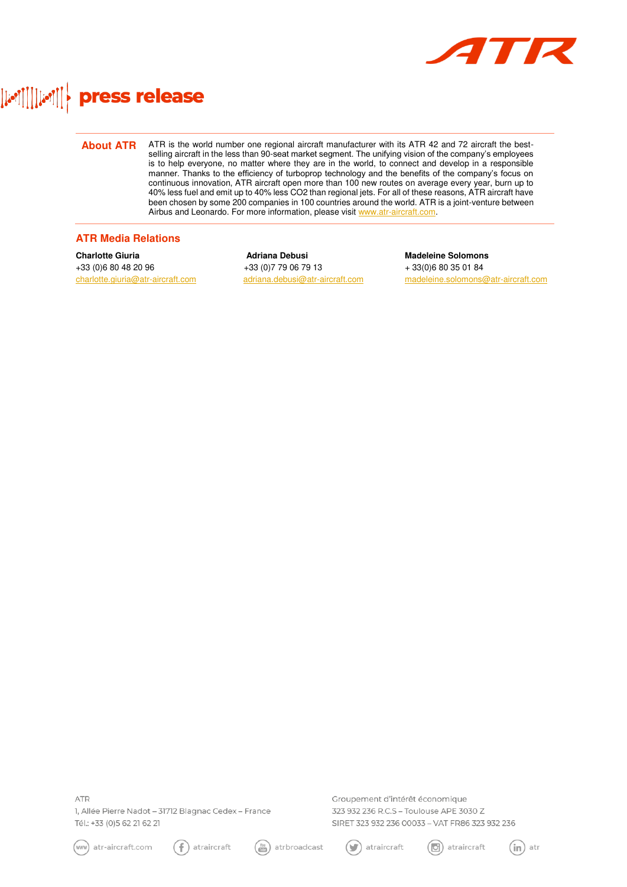## About ATR

ATR is the world number one regional aircraft manufacturer with its ATR 42 and 72 aircraft the best-selling aircraft in the less than 90-seat market segment. The unifying vision of the company's employees is to help everyone, no matter where they are in the world, to connect and develop in a responsible manner. Thanks to the efficiency of turboprop technology and the benefits of the company's focus on continuous innovation, ATR aircraft open more than 100 new routes on average every year, burn up to 40% less fuel and emit up to 40% less CO2 than regional jets. For all of these reasons, ATR aircraft have been chosen by some 200 companies in 100 countries around the world. ATR is a joint-venture between Airbus and Leonardo. For more information, please visit www.atr-aircraft.com.

## ATR Media Relations

**Charlotte Giuria**
+33 (0)6 80 48 20 96
charlotte.giuria@atr-aircraft.com

**Adriana Debusi**
+33 (0)7 79 06 79 13
adriana.debusi@atr-aircraft.com

**Madeleine Solomons**
+ 33(0)6 80 35 01 84
madeleine.solomons@atr-aircraft.com

ATR
1, Allée Pierre Nadot – 31712 Blagnac Cedex – France
Tél.: +33 (0)5 62 21 62 21

Groupement d'intérêt économique
323 932 236 R.C.S – Toulouse APE 3030 Z
SIRET 323 932 236 00033 – VAT FR86 323 932 236

atr-aircraft.com | atraircraft | atrbroadcast | atraircraft | atraircraft | atr